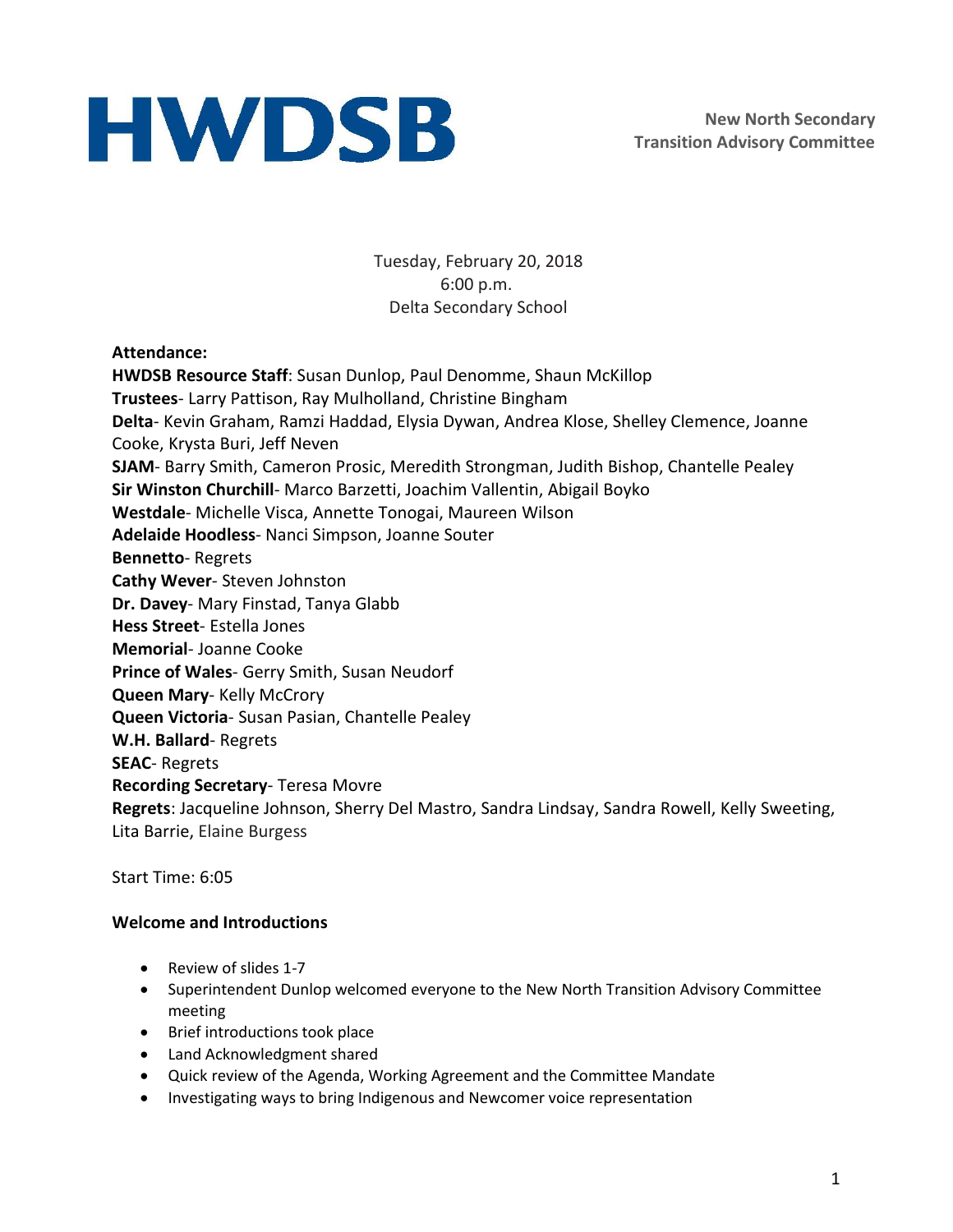# HWDSB

**New North Secondary**
**Transition Advisory Committee**

Tuesday, February 20, 2018
6:00 p.m.
Delta Secondary School

**Attendance:**

**HWDSB Resource Staff**: Susan Dunlop, Paul Denomme, Shaun McKillop
**Trustees**- Larry Pattison, Ray Mulholland, Christine Bingham
**Delta**- Kevin Graham, Ramzi Haddad, Elysia Dywan, Andrea Klose, Shelley Clemence, Joanne Cooke, Krysta Buri, Jeff Neven
**SJAM**- Barry Smith, Cameron Prosic, Meredith Strongman, Judith Bishop, Chantelle Pealey
**Sir Winston Churchill**- Marco Barzetti, Joachim Vallentin, Abigail Boyko
**Westdale**- Michelle Visca, Annette Tonogai, Maureen Wilson
**Adelaide Hoodless**- Nanci Simpson, Joanne Souter
**Bennetto**- Regrets
**Cathy Wever**- Steven Johnston
**Dr. Davey**- Mary Finstad, Tanya Glabb
**Hess Street**- Estella Jones
**Memorial**- Joanne Cooke
**Prince of Wales**- Gerry Smith, Susan Neudorf
**Queen Mary**- Kelly McCrory
**Queen Victoria**- Susan Pasian, Chantelle Pealey
**W.H. Ballard**- Regrets
**SEAC**- Regrets
**Recording Secretary**- Teresa Movre
**Regrets**: Jacqueline Johnson, Sherry Del Mastro, Sandra Lindsay, Sandra Rowell, Kelly Sweeting, Lita Barrie, Elaine Burgess

Start Time: 6:05

**Welcome and Introductions**

- Review of slides 1-7
- Superintendent Dunlop welcomed everyone to the New North Transition Advisory Committee meeting
- Brief introductions took place
- Land Acknowledgment shared
- Quick review of the Agenda, Working Agreement and the Committee Mandate
- Investigating ways to bring Indigenous and Newcomer voice representation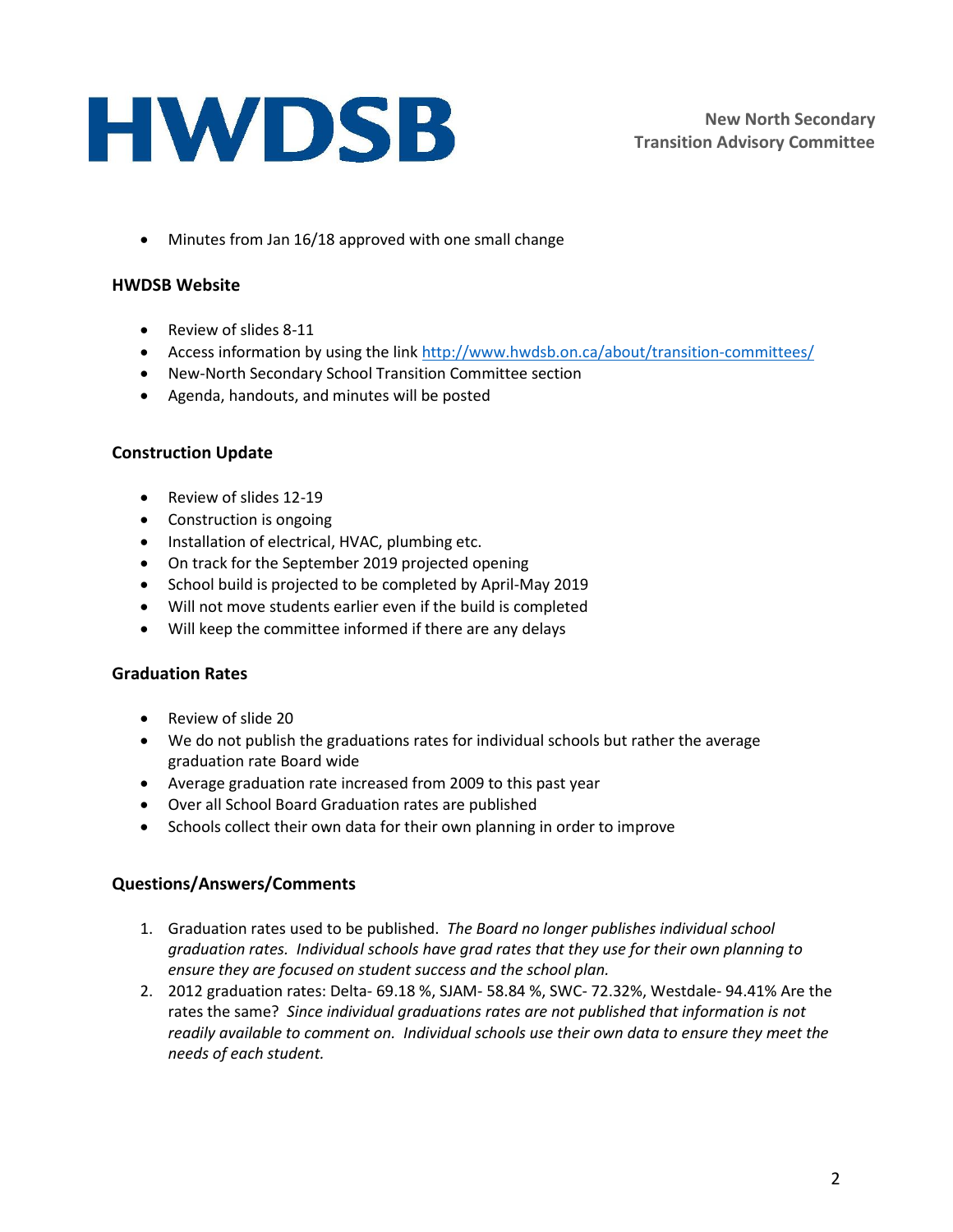- Minutes from Jan 16/18 approved with one small change

### HWDSB Website

- Review of slides 8-11
- Access information by using the link [http://www.hwdsb.on.ca/about/transition-committees/](http://www.hwdsb.on.ca/about/transition-committees/)
- New-North Secondary School Transition Committee section
- Agenda, handouts, and minutes will be posted

### Construction Update

- Review of slides 12-19
- Construction is ongoing
- Installation of electrical, HVAC, plumbing etc.
- On track for the September 2019 projected opening
- School build is projected to be completed by April-May 2019
- Will not move students earlier even if the build is completed
- Will keep the committee informed if there are any delays

### Graduation Rates

- Review of slide 20
- We do not publish the graduations rates for individual schools but rather the average graduation rate Board wide
- Average graduation rate increased from 2009 to this past year
- Over all School Board Graduation rates are published
- Schools collect their own data for their own planning in order to improve

### Questions/Answers/Comments

1. Graduation rates used to be published. *The Board no longer publishes individual school graduation rates. Individual schools have grad rates that they use for their own planning to ensure they are focused on student success and the school plan.*
2. 2012 graduation rates: Delta- 69.18 %, SJAM- 58.84 %, SWC- 72.32%, Westdale- 94.41% Are the rates the same? *Since individual graduations rates are not published that information is not readily available to comment on. Individual schools use their own data to ensure they meet the needs of each student.*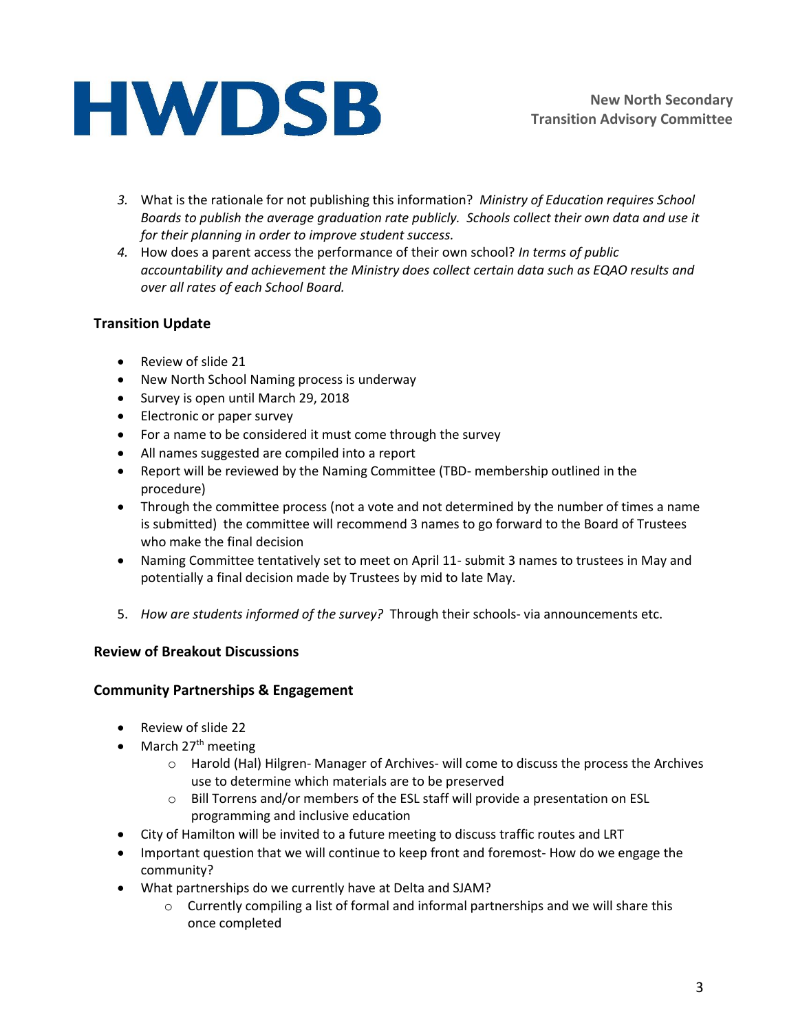3. What is the rationale for not publishing this information? *Ministry of Education requires School Boards to publish the average graduation rate publicly. Schools collect their own data and use it for their planning in order to improve student success.*
4. How does a parent access the performance of their own school? *In terms of public accountability and achievement the Ministry does collect certain data such as EQAO results and over all rates of each School Board.*

### Transition Update

- Review of slide 21
- New North School Naming process is underway
- Survey is open until March 29, 2018
- Electronic or paper survey
- For a name to be considered it must come through the survey
- All names suggested are compiled into a report
- Report will be reviewed by the Naming Committee (TBD- membership outlined in the procedure)
- Through the committee process (not a vote and not determined by the number of times a name is submitted) the committee will recommend 3 names to go forward to the Board of Trustees who make the final decision
- Naming Committee tentatively set to meet on April 11- submit 3 names to trustees in May and potentially a final decision made by Trustees by mid to late May.

5. *How are students informed of the survey?* Through their schools- via announcements etc.

### Review of Breakout Discussions

### Community Partnerships & Engagement

- Review of slide 22
- March 27th meeting
  - Harold (Hal) Hilgren- Manager of Archives- will come to discuss the process the Archives use to determine which materials are to be preserved
  - Bill Torrens and/or members of the ESL staff will provide a presentation on ESL programming and inclusive education
- City of Hamilton will be invited to a future meeting to discuss traffic routes and LRT
- Important question that we will continue to keep front and foremost- How do we engage the community?
- What partnerships do we currently have at Delta and SJAM?
  - Currently compiling a list of formal and informal partnerships and we will share this once completed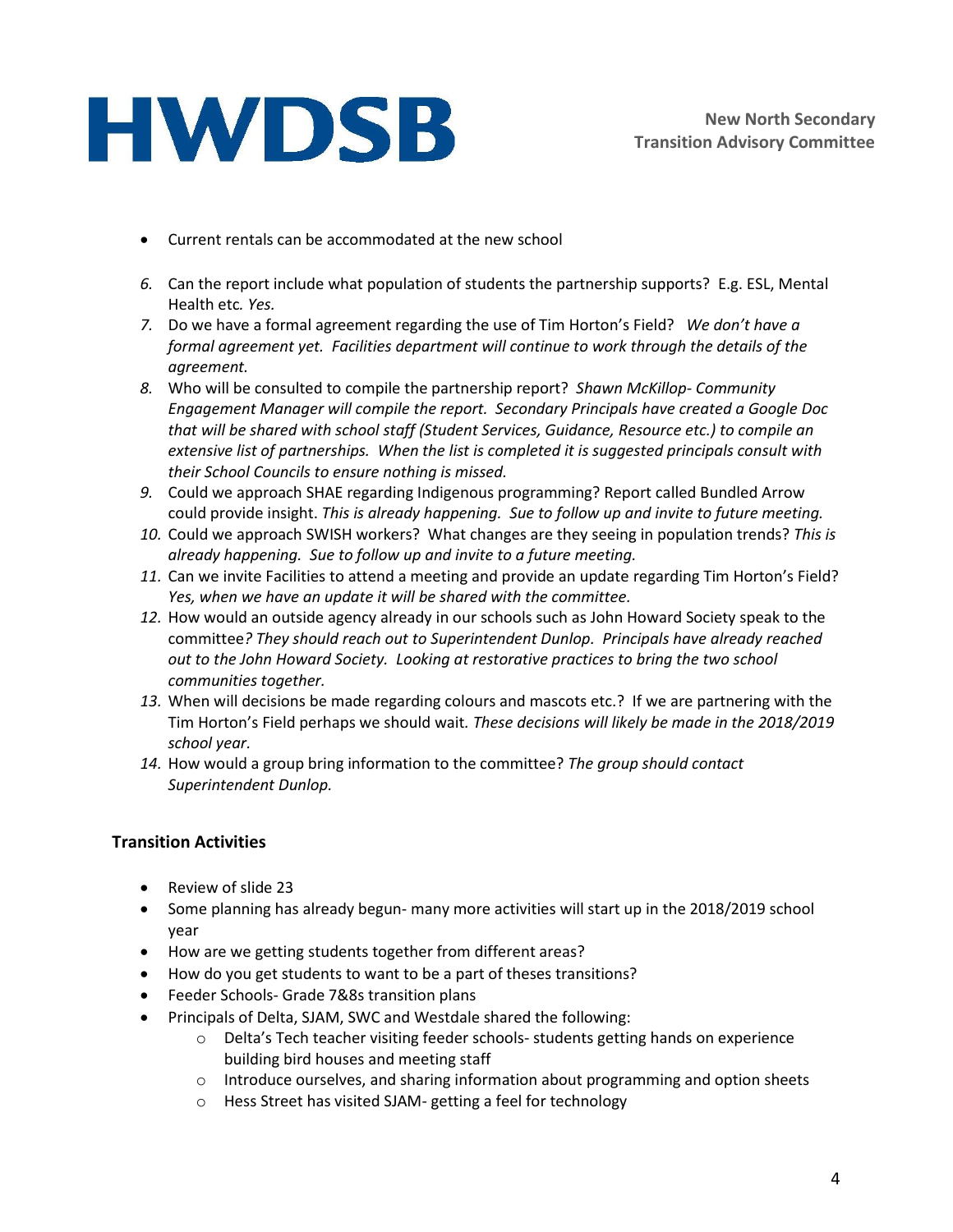- Current rentals can be accommodated at the new school

6. Can the report include what population of students the partnership supports? E.g. ESL, Mental Health etc. *Yes.*
7. Do we have a formal agreement regarding the use of Tim Horton's Field? *We don't have a formal agreement yet. Facilities department will continue to work through the details of the agreement.*
8. Who will be consulted to compile the partnership report? *Shawn McKillop- Community Engagement Manager will compile the report. Secondary Principals have created a Google Doc that will be shared with school staff (Student Services, Guidance, Resource etc.) to compile an extensive list of partnerships. When the list is completed it is suggested principals consult with their School Councils to ensure nothing is missed.*
9. Could we approach SHAE regarding Indigenous programming? Report called Bundled Arrow could provide insight. *This is already happening. Sue to follow up and invite to future meeting.*
10. Could we approach SWISH workers? What changes are they seeing in population trends? *This is already happening. Sue to follow up and invite to a future meeting.*
11. Can we invite Facilities to attend a meeting and provide an update regarding Tim Horton's Field? *Yes, when we have an update it will be shared with the committee.*
12. How would an outside agency already in our schools such as John Howard Society speak to the committee*? They should reach out to Superintendent Dunlop. Principals have already reached out to the John Howard Society. Looking at restorative practices to bring the two school communities together.*
13. When will decisions be made regarding colours and mascots etc.? If we are partnering with the Tim Horton's Field perhaps we should wait. *These decisions will likely be made in the 2018/2019 school year.*
14. How would a group bring information to the committee? *The group should contact Superintendent Dunlop.*

### Transition Activities

- Review of slide 23
- Some planning has already begun- many more activities will start up in the 2018/2019 school year
- How are we getting students together from different areas?
- How do you get students to want to be a part of theses transitions?
- Feeder Schools- Grade 7&8s transition plans
- Principals of Delta, SJAM, SWC and Westdale shared the following:
    - Delta's Tech teacher visiting feeder schools- students getting hands on experience building bird houses and meeting staff
    - Introduce ourselves, and sharing information about programming and option sheets
    - Hess Street has visited SJAM- getting a feel for technology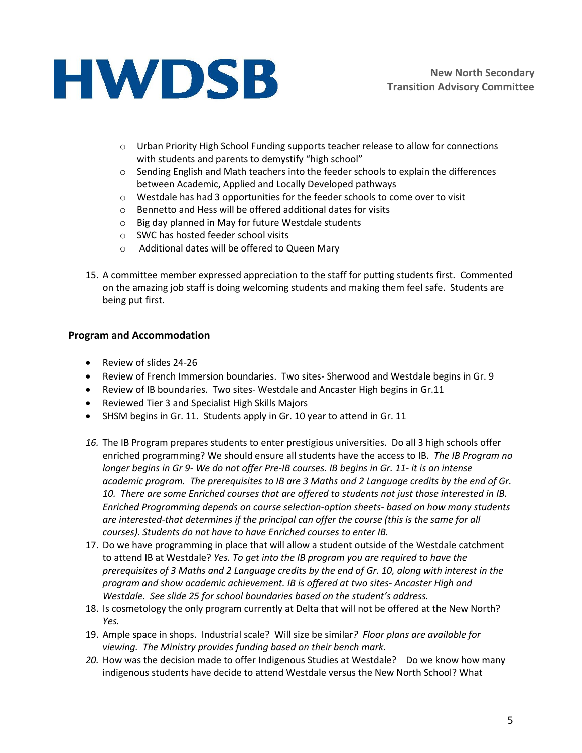- Urban Priority High School Funding supports teacher release to allow for connections with students and parents to demystify "high school"
- Sending English and Math teachers into the feeder schools to explain the differences between Academic, Applied and Locally Developed pathways
- Westdale has had 3 opportunities for the feeder schools to come over to visit
- Bennetto and Hess will be offered additional dates for visits
- Big day planned in May for future Westdale students
- SWC has hosted feeder school visits
- Additional dates will be offered to Queen Mary

15. A committee member expressed appreciation to the staff for putting students first. Commented on the amazing job staff is doing welcoming students and making them feel safe. Students are being put first.

### Program and Accommodation

- Review of slides 24-26
- Review of French Immersion boundaries. Two sites- Sherwood and Westdale begins in Gr. 9
- Review of IB boundaries. Two sites- Westdale and Ancaster High begins in Gr.11
- Reviewed Tier 3 and Specialist High Skills Majors
- SHSM begins in Gr. 11. Students apply in Gr. 10 year to attend in Gr. 11

16. The IB Program prepares students to enter prestigious universities. Do all 3 high schools offer enriched programming? We should ensure all students have the access to IB. *The IB Program no longer begins in Gr 9- We do not offer Pre-IB courses. IB begins in Gr. 11- it is an intense academic program. The prerequisites to IB are 3 Maths and 2 Language credits by the end of Gr. 10. There are some Enriched courses that are offered to students not just those interested in IB. Enriched Programming depends on course selection-option sheets- based on how many students are interested-that determines if the principal can offer the course (this is the same for all courses). Students do not have to have Enriched courses to enter IB.*
17. Do we have programming in place that will allow a student outside of the Westdale catchment to attend IB at Westdale? *Yes. To get into the IB program you are required to have the prerequisites of 3 Maths and 2 Language credits by the end of Gr. 10, along with interest in the program and show academic achievement. IB is offered at two sites- Ancaster High and Westdale. See slide 25 for school boundaries based on the student's address.*
18. Is cosmetology the only program currently at Delta that will not be offered at the New North? *Yes.*
19. Ample space in shops. Industrial scale? Will size be similar*? Floor plans are available for viewing. The Ministry provides funding based on their bench mark.*
20. How was the decision made to offer Indigenous Studies at Westdale? Do we know how many indigenous students have decide to attend Westdale versus the New North School? What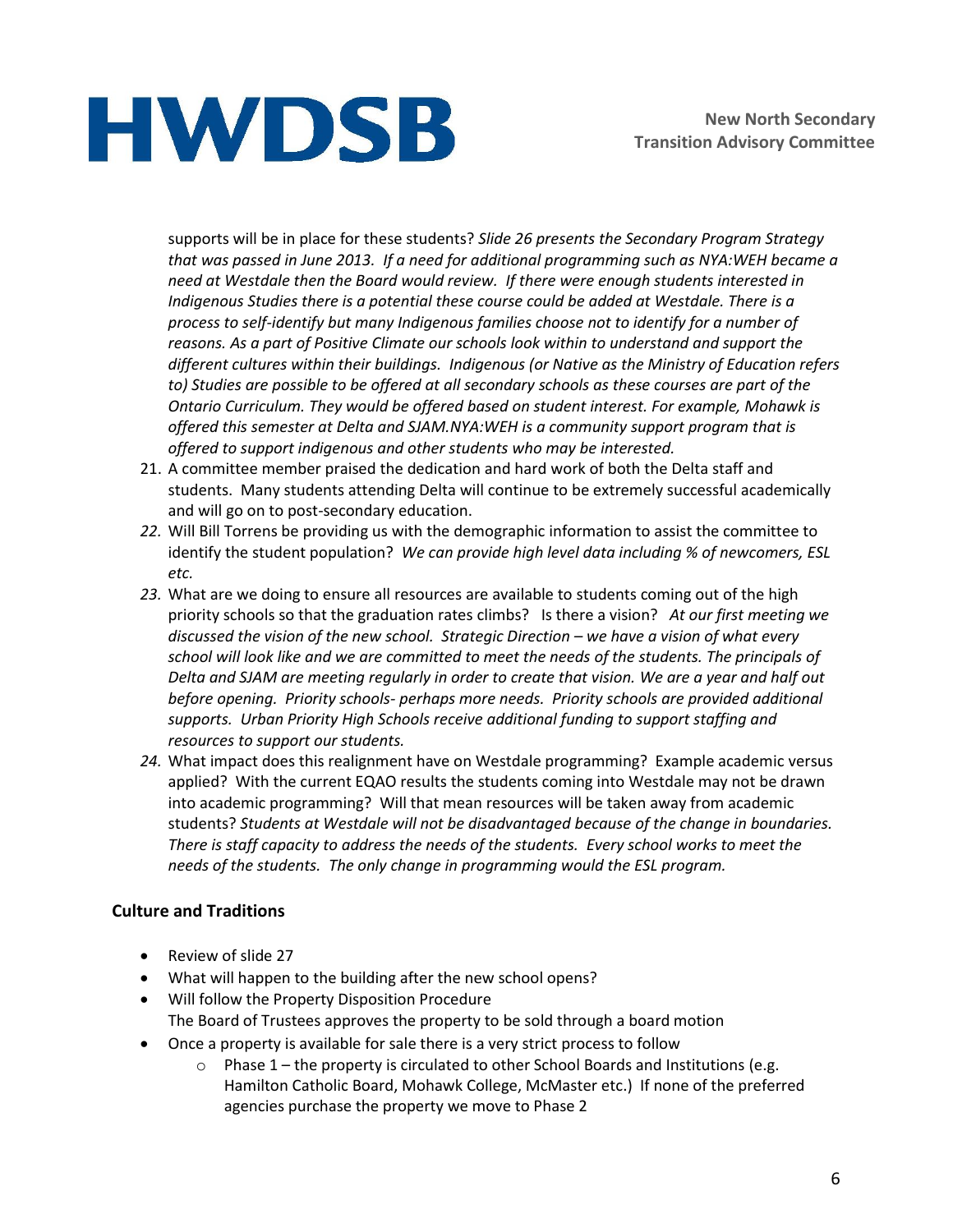supports will be in place for these students? *Slide 26 presents the Secondary Program Strategy that was passed in June 2013. If a need for additional programming such as NYA:WEH became a need at Westdale then the Board would review. If there were enough students interested in Indigenous Studies there is a potential these course could be added at Westdale. There is a process to self-identify but many Indigenous families choose not to identify for a number of reasons. As a part of Positive Climate our schools look within to understand and support the different cultures within their buildings. Indigenous (or Native as the Ministry of Education refers to) Studies are possible to be offered at all secondary schools as these courses are part of the Ontario Curriculum. They would be offered based on student interest. For example, Mohawk is offered this semester at Delta and SJAM.NYA:WEH is a community support program that is offered to support indigenous and other students who may be interested.*

21. A committee member praised the dedication and hard work of both the Delta staff and students. Many students attending Delta will continue to be extremely successful academically and will go on to post-secondary education.
22. Will Bill Torrens be providing us with the demographic information to assist the committee to identify the student population? *We can provide high level data including % of newcomers, ESL etc.*
23. What are we doing to ensure all resources are available to students coming out of the high priority schools so that the graduation rates climbs? Is there a vision? *At our first meeting we discussed the vision of the new school. Strategic Direction – we have a vision of what every school will look like and we are committed to meet the needs of the students. The principals of Delta and SJAM are meeting regularly in order to create that vision. We are a year and half out before opening. Priority schools- perhaps more needs. Priority schools are provided additional supports. Urban Priority High Schools receive additional funding to support staffing and resources to support our students.*
24. What impact does this realignment have on Westdale programming? Example academic versus applied? With the current EQAO results the students coming into Westdale may not be drawn into academic programming? Will that mean resources will be taken away from academic students? *Students at Westdale will not be disadvantaged because of the change in boundaries. There is staff capacity to address the needs of the students. Every school works to meet the needs of the students. The only change in programming would the ESL program.*

## Culture and Traditions

- Review of slide 27
- What will happen to the building after the new school opens?
- Will follow the Property Disposition Procedure
  The Board of Trustees approves the property to be sold through a board motion
- Once a property is available for sale there is a very strict process to follow
  - Phase 1 – the property is circulated to other School Boards and Institutions (e.g. Hamilton Catholic Board, Mohawk College, McMaster etc.) If none of the preferred agencies purchase the property we move to Phase 2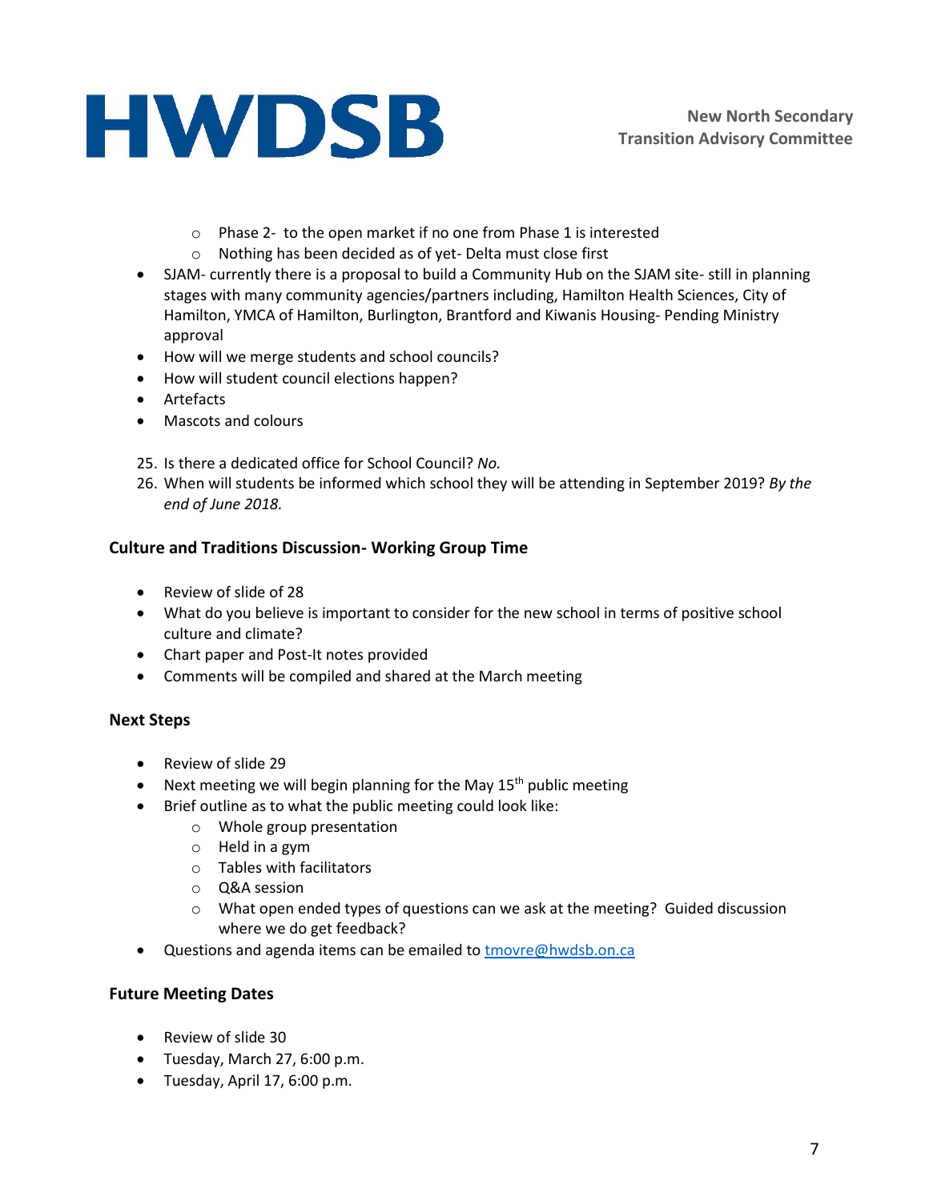- Phase 2- to the open market if no one from Phase 1 is interested
  - Nothing has been decided as of yet- Delta must close first
- SJAM- currently there is a proposal to build a Community Hub on the SJAM site- still in planning stages with many community agencies/partners including, Hamilton Health Sciences, City of Hamilton, YMCA of Hamilton, Burlington, Brantford and Kiwanis Housing- Pending Ministry approval
- How will we merge students and school councils?
- How will student council elections happen?
- Artefacts
- Mascots and colours

25. Is there a dedicated office for School Council? *No.*
26. When will students be informed which school they will be attending in September 2019? *By the end of June 2018.*

### Culture and Traditions Discussion- Working Group Time

- Review of slide of 28
- What do you believe is important to consider for the new school in terms of positive school culture and climate?
- Chart paper and Post-It notes provided
- Comments will be compiled and shared at the March meeting

### Next Steps

- Review of slide 29
- Next meeting we will begin planning for the May 15th public meeting
- Brief outline as to what the public meeting could look like:
  - Whole group presentation
  - Held in a gym
  - Tables with facilitators
  - Q&A session
  - What open ended types of questions can we ask at the meeting? Guided discussion where we do get feedback?
- Questions and agenda items can be emailed to tmovre@hwdsb.on.ca

### Future Meeting Dates

- Review of slide 30
- Tuesday, March 27, 6:00 p.m.
- Tuesday, April 17, 6:00 p.m.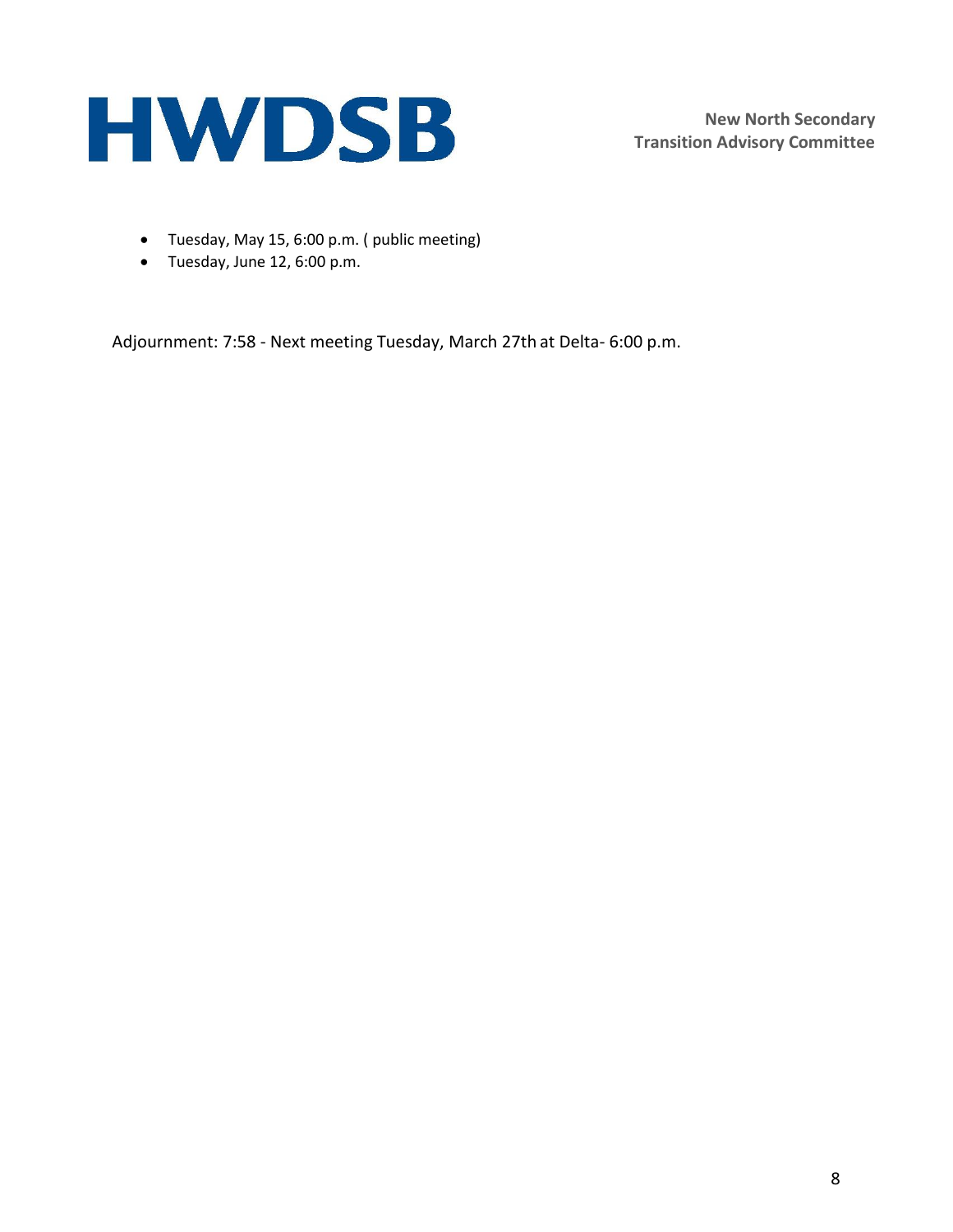- Tuesday, May 15, 6:00 p.m. ( public meeting)
- Tuesday, June 12, 6:00 p.m.

Adjournment: 7:58 - Next meeting Tuesday, March 27th at Delta- 6:00 p.m.